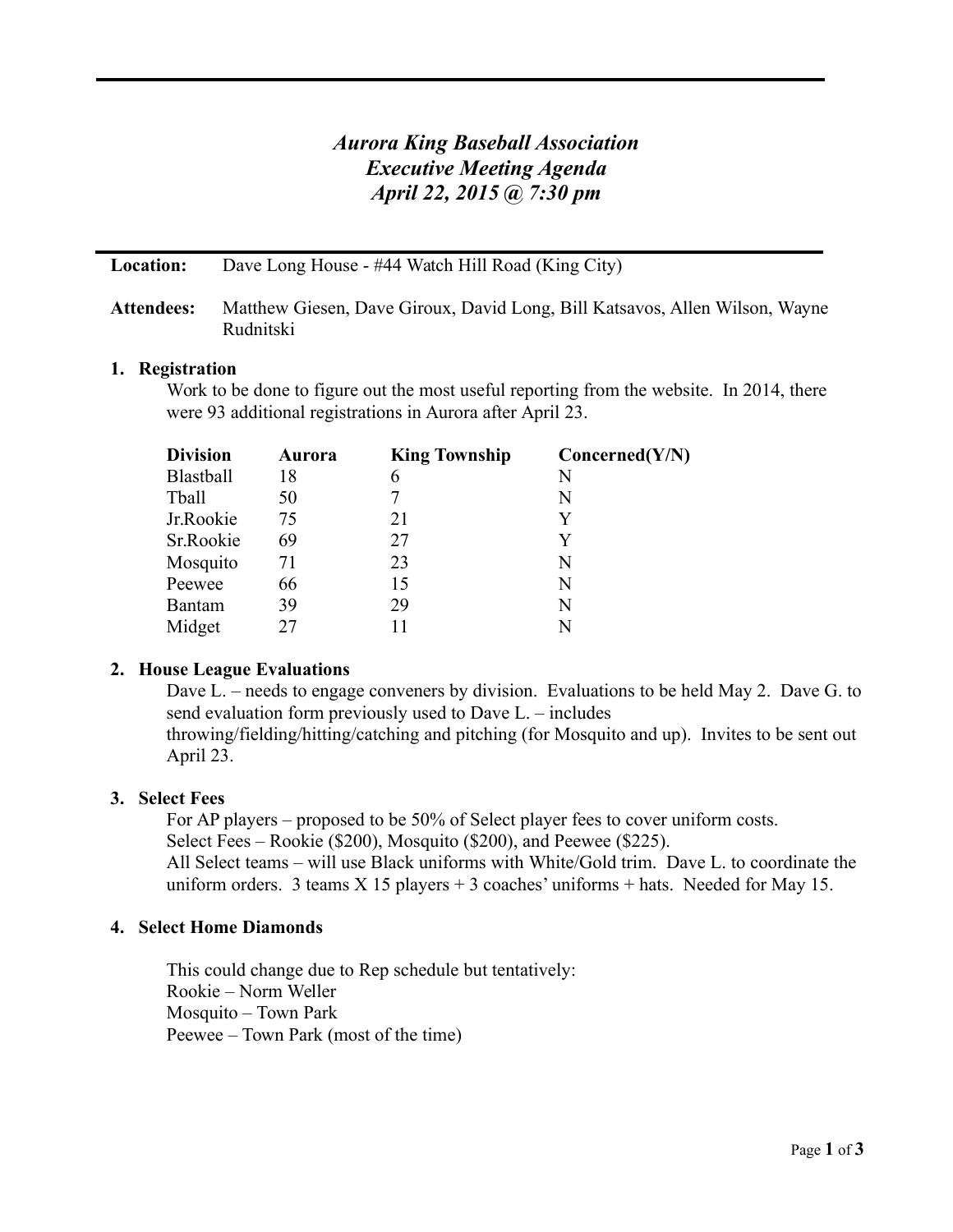# *Aurora King Baseball Association*
# *Executive Meeting Agenda*
# *April 22, 2015 @ 7:30 pm*

**Location:** Dave Long House - #44 Watch Hill Road (King City)

**Attendees:** Matthew Giesen, Dave Giroux, David Long, Bill Katsavos, Allen Wilson, Wayne Rudnitski

## 1. Registration

Work to be done to figure out the most useful reporting from the website. In 2014, there were 93 additional registrations in Aurora after April 23.

| Division | Aurora | King Township | Concerned(Y/N) |
| --- | --- | --- | --- |
| Blastball | 18 | 6 | N |
| Tball | 50 | 7 | N |
| Jr.Rookie | 75 | 21 | Y |
| Sr.Rookie | 69 | 27 | Y |
| Mosquito | 71 | 23 | N |
| Peewee | 66 | 15 | N |
| Bantam | 39 | 29 | N |
| Midget | 27 | 11 | N |

## 2. House League Evaluations

Dave L. – needs to engage conveners by division. Evaluations to be held May 2. Dave G. to send evaluation form previously used to Dave L. – includes throwing/fielding/hitting/catching and pitching (for Mosquito and up). Invites to be sent out April 23.

## 3. Select Fees

For AP players – proposed to be 50% of Select player fees to cover uniform costs.
Select Fees – Rookie ($200), Mosquito ($200), and Peewee ($225).
All Select teams – will use Black uniforms with White/Gold trim. Dave L. to coordinate the uniform orders. 3 teams X 15 players + 3 coaches' uniforms + hats. Needed for May 15.

## 4. Select Home Diamonds

This could change due to Rep schedule but tentatively:
Rookie – Norm Weller
Mosquito – Town Park
Peewee – Town Park (most of the time)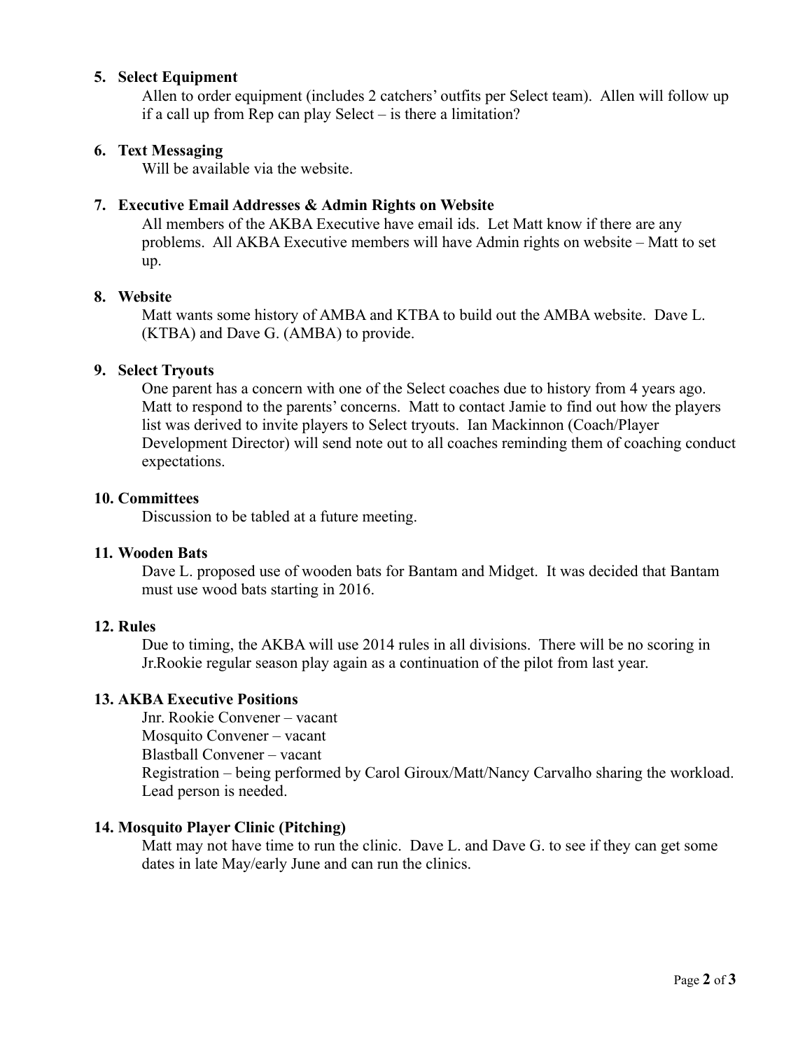5. **Select Equipment**
   Allen to order equipment (includes 2 catchers' outfits per Select team). Allen will follow up if a call up from Rep can play Select – is there a limitation?

6. **Text Messaging**
   Will be available via the website.

7. **Executive Email Addresses & Admin Rights on Website**
   All members of the AKBA Executive have email ids. Let Matt know if there are any problems. All AKBA Executive members will have Admin rights on website – Matt to set up.

8. **Website**
   Matt wants some history of AMBA and KTBA to build out the AMBA website. Dave L. (KTBA) and Dave G. (AMBA) to provide.

9. **Select Tryouts**
   One parent has a concern with one of the Select coaches due to history from 4 years ago. Matt to respond to the parents' concerns. Matt to contact Jamie to find out how the players list was derived to invite players to Select tryouts. Ian Mackinnon (Coach/Player Development Director) will send note out to all coaches reminding them of coaching conduct expectations.

10. **Committees**
    Discussion to be tabled at a future meeting.

11. **Wooden Bats**
    Dave L. proposed use of wooden bats for Bantam and Midget. It was decided that Bantam must use wood bats starting in 2016.

12. **Rules**
    Due to timing, the AKBA will use 2014 rules in all divisions. There will be no scoring in Jr.Rookie regular season play again as a continuation of the pilot from last year.

13. **AKBA Executive Positions**
    Jnr. Rookie Convener – vacant
    Mosquito Convener – vacant
    Blastball Convener – vacant
    Registration – being performed by Carol Giroux/Matt/Nancy Carvalho sharing the workload. Lead person is needed.

14. **Mosquito Player Clinic (Pitching)**
    Matt may not have time to run the clinic. Dave L. and Dave G. to see if they can get some dates in late May/early June and can run the clinics.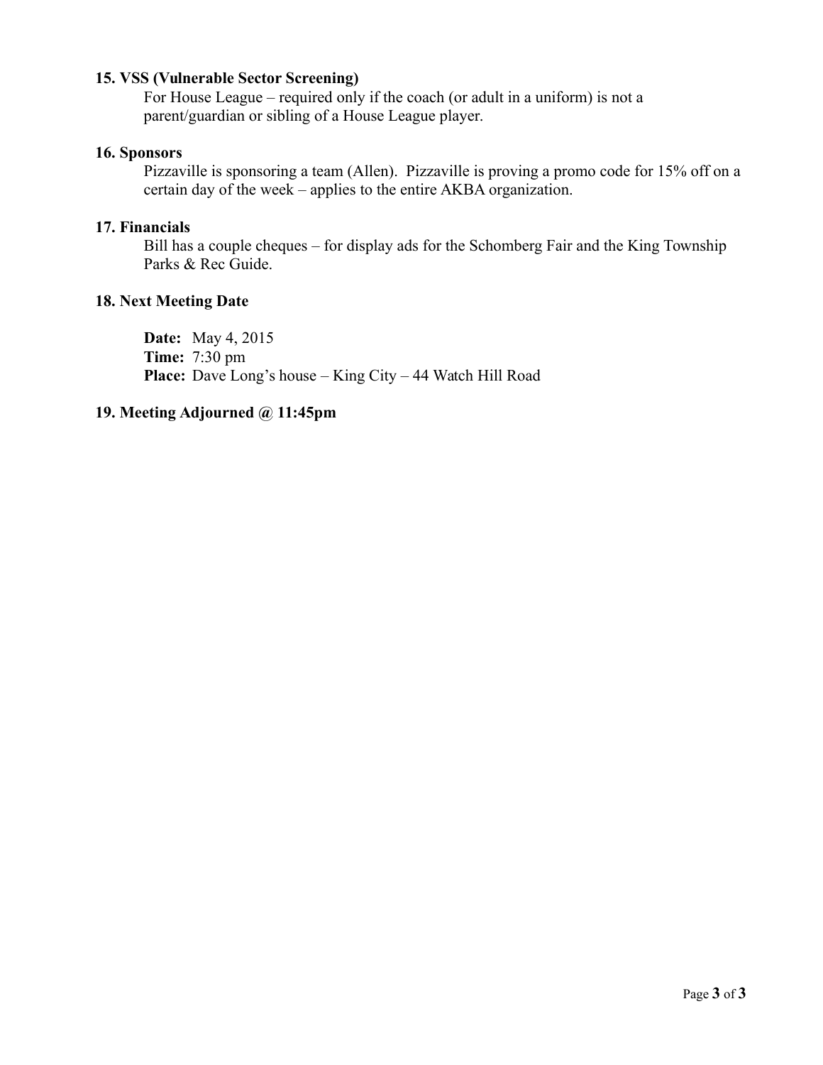**15. VSS (Vulnerable Sector Screening)**

For House League – required only if the coach (or adult in a uniform) is not a parent/guardian or sibling of a House League player.

**16. Sponsors**

Pizzaville is sponsoring a team (Allen). Pizzaville is proving a promo code for 15% off on a certain day of the week – applies to the entire AKBA organization.

**17. Financials**

Bill has a couple cheques – for display ads for the Schomberg Fair and the King Township Parks & Rec Guide.

**18. Next Meeting Date**

**Date:** May 4, 2015
**Time:** 7:30 pm
**Place:** Dave Long's house – King City – 44 Watch Hill Road

**19. Meeting Adjourned @ 11:45pm**